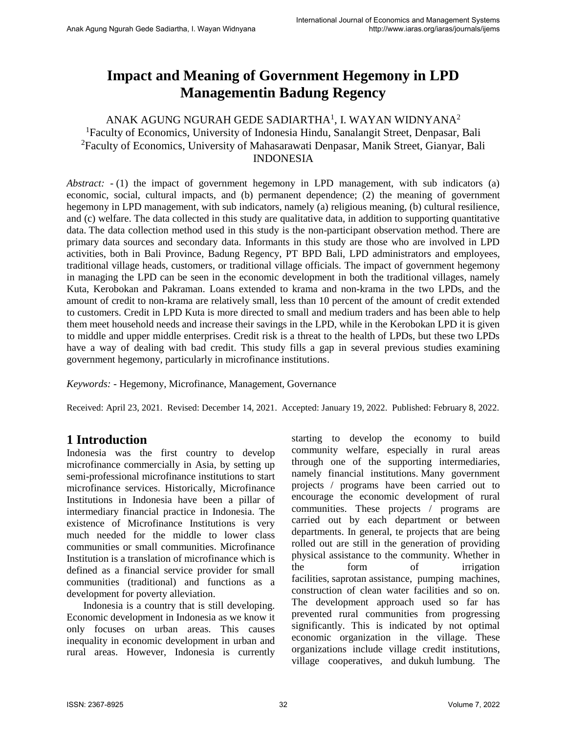# Impact and Meaning of Government Hegemony in LPD Managementin Badung Regency

ANAK AGUNG NGURAH GEDE SADIARTHA[1], I. WAYAN WIDNYANA[2]

[1]Faculty of Economics, University of Indonesia Hindu, Sanalangit Street, Denpasar, Bali

[2]Faculty of Economics, University of Mahasarawati Denpasar, Manik Street, Gianyar, Bali

INDONESIA

*Abstract:* - (1) the impact of government hegemony in LPD management, with sub indicators (a) economic, social, cultural impacts, and (b) permanent dependence; (2) the meaning of government hegemony in LPD management, with sub indicators, namely (a) religious meaning, (b) cultural resilience, and (c) welfare. The data collected in this study are qualitative data, in addition to supporting quantitative data. The data collection method used in this study is the non-participant observation method. There are primary data sources and secondary data. Informants in this study are those who are involved in LPD activities, both in Bali Province, Badung Regency, PT BPD Bali, LPD administrators and employees, traditional village heads, customers, or traditional village officials. The impact of government hegemony in managing the LPD can be seen in the economic development in both the traditional villages, namely Kuta, Kerobokan and Pakraman. Loans extended to krama and non-krama in the two LPDs, and the amount of credit to non-krama are relatively small, less than 10 percent of the amount of credit extended to customers. Credit in LPD Kuta is more directed to small and medium traders and has been able to help them meet household needs and increase their savings in the LPD, while in the Kerobokan LPD it is given to middle and upper middle enterprises. Credit risk is a threat to the health of LPDs, but these two LPDs have a way of dealing with bad credit. This study fills a gap in several previous studies examining government hegemony, particularly in microfinance institutions.

*Keywords:* - Hegemony, Microfinance, Management, Governance

Received: April 23, 2021. Revised: December 14, 2021. Accepted: January 19, 2022. Published: February 8, 2022.

## 1 Introduction

Indonesia was the first country to develop microfinance commercially in Asia, by setting up semi-professional microfinance institutions to start microfinance services. Historically, Microfinance Institutions in Indonesia have been a pillar of intermediary financial practice in Indonesia. The existence of Microfinance Institutions is very much needed for the middle to lower class communities or small communities. Microfinance Institution is a translation of microfinance which is defined as a financial service provider for small communities (traditional) and functions as a development for poverty alleviation.

Indonesia is a country that is still developing. Economic development in Indonesia as we know it only focuses on urban areas. This causes inequality in economic development in urban and rural areas. However, Indonesia is currently starting to develop the economy to build community welfare, especially in rural areas through one of the supporting intermediaries, namely financial institutions. Many government projects / programs have been carried out to encourage the economic development of rural communities. These projects / programs are carried out by each department or between departments. In general, te projects that are being rolled out are still in the generation of providing physical assistance to the community. Whether in the form of irrigation facilities, saprotan assistance, pumping machines, construction of clean water facilities and so on. The development approach used so far has prevented rural communities from progressing significantly. This is indicated by not optimal economic organization in the village. These organizations include village credit institutions, village cooperatives, and dukuh lumbung. The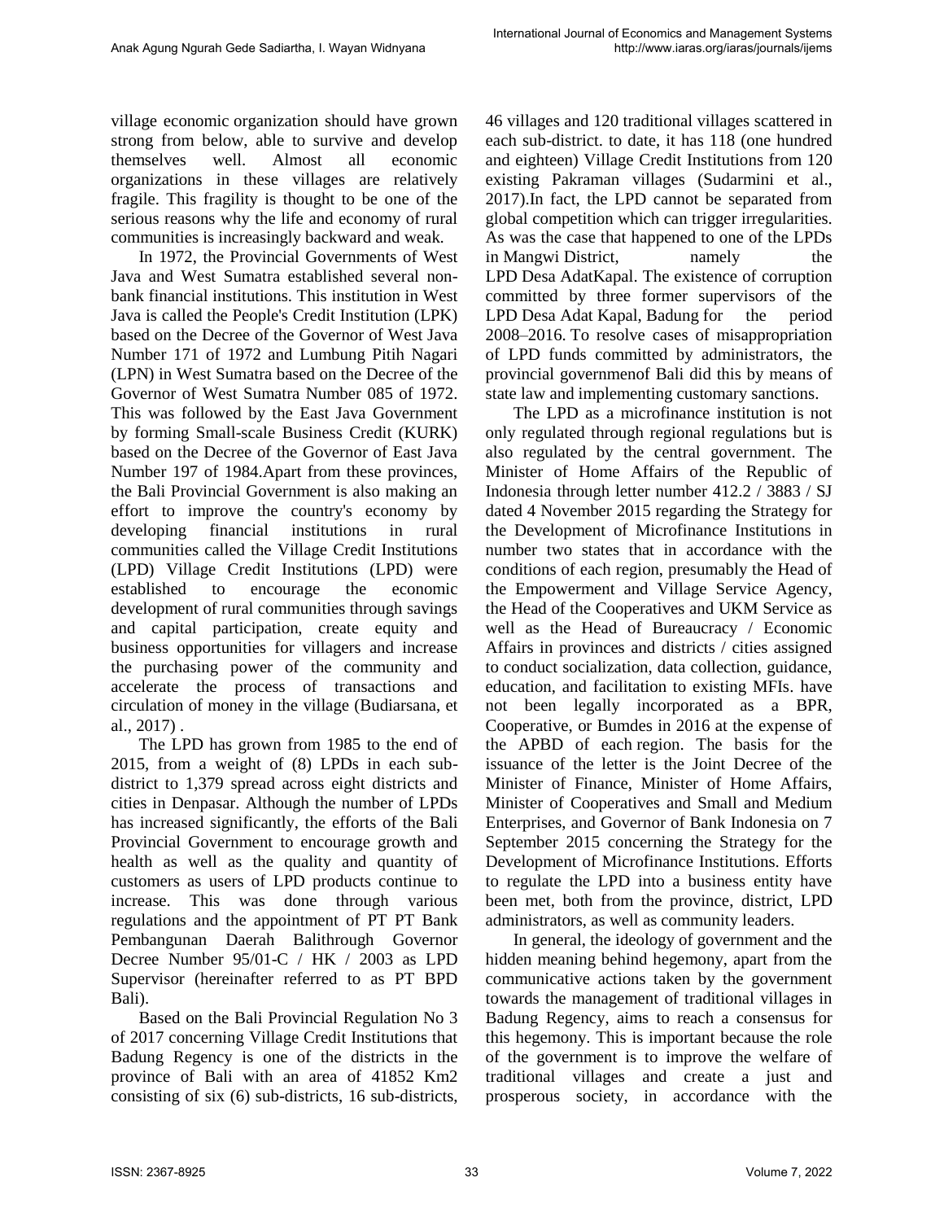village economic organization should have grown strong from below, able to survive and develop themselves well. Almost all economic organizations in these villages are relatively fragile. This fragility is thought to be one of the serious reasons why the life and economy of rural communities is increasingly backward and weak.

In 1972, the Provincial Governments of West Java and West Sumatra established several non-bank financial institutions. This institution in West Java is called the People's Credit Institution (LPK) based on the Decree of the Governor of West Java Number 171 of 1972 and Lumbung Pitih Nagari (LPN) in West Sumatra based on the Decree of the Governor of West Sumatra Number 085 of 1972. This was followed by the East Java Government by forming Small-scale Business Credit (KURK) based on the Decree of the Governor of East Java Number 197 of 1984.Apart from these provinces, the Bali Provincial Government is also making an effort to improve the country's economy by developing financial institutions in rural communities called the Village Credit Institutions (LPD) Village Credit Institutions (LPD) were established to encourage the economic development of rural communities through savings and capital participation, create equity and business opportunities for villagers and increase the purchasing power of the community and accelerate the process of transactions and circulation of money in the village (Budiarsana, et al., 2017) .

The LPD has grown from 1985 to the end of 2015, from a weight of (8) LPDs in each sub-district to 1,379 spread across eight districts and cities in Denpasar. Although the number of LPDs has increased significantly, the efforts of the Bali Provincial Government to encourage growth and health as well as the quality and quantity of customers as users of LPD products continue to increase. This was done through various regulations and the appointment of PT PT Bank Pembangunan Daerah Balithrough Governor Decree Number 95/01-C / HK / 2003 as LPD Supervisor (hereinafter referred to as PT BPD Bali).

Based on the Bali Provincial Regulation No 3 of 2017 concerning Village Credit Institutions that Badung Regency is one of the districts in the province of Bali with an area of 41852 Km2 consisting of six (6) sub-districts, 16 sub-districts, 46 villages and 120 traditional villages scattered in each sub-district. to date, it has 118 (one hundred and eighteen) Village Credit Institutions from 120 existing Pakraman villages (Sudarmini et al., 2017).In fact, the LPD cannot be separated from global competition which can trigger irregularities. As was the case that happened to one of the LPDs in Mangwi District, namely the LPD Desa AdatKapal. The existence of corruption committed by three former supervisors of the LPD Desa Adat Kapal, Badung for the period 2008–2016. To resolve cases of misappropriation of LPD funds committed by administrators, the provincial governmenof Bali did this by means of state law and implementing customary sanctions.

The LPD as a microfinance institution is not only regulated through regional regulations but is also regulated by the central government. The Minister of Home Affairs of the Republic of Indonesia through letter number 412.2 / 3883 / SJ dated 4 November 2015 regarding the Strategy for the Development of Microfinance Institutions in number two states that in accordance with the conditions of each region, presumably the Head of the Empowerment and Village Service Agency, the Head of the Cooperatives and UKM Service as well as the Head of Bureaucracy / Economic Affairs in provinces and districts / cities assigned to conduct socialization, data collection, guidance, education, and facilitation to existing MFIs. have not been legally incorporated as a BPR, Cooperative, or Bumdes in 2016 at the expense of the APBD of each region. The basis for the issuance of the letter is the Joint Decree of the Minister of Finance, Minister of Home Affairs, Minister of Cooperatives and Small and Medium Enterprises, and Governor of Bank Indonesia on 7 September 2015 concerning the Strategy for the Development of Microfinance Institutions. Efforts to regulate the LPD into a business entity have been met, both from the province, district, LPD administrators, as well as community leaders.

In general, the ideology of government and the hidden meaning behind hegemony, apart from the communicative actions taken by the government towards the management of traditional villages in Badung Regency, aims to reach a consensus for this hegemony. This is important because the role of the government is to improve the welfare of traditional villages and create a just and prosperous society, in accordance with the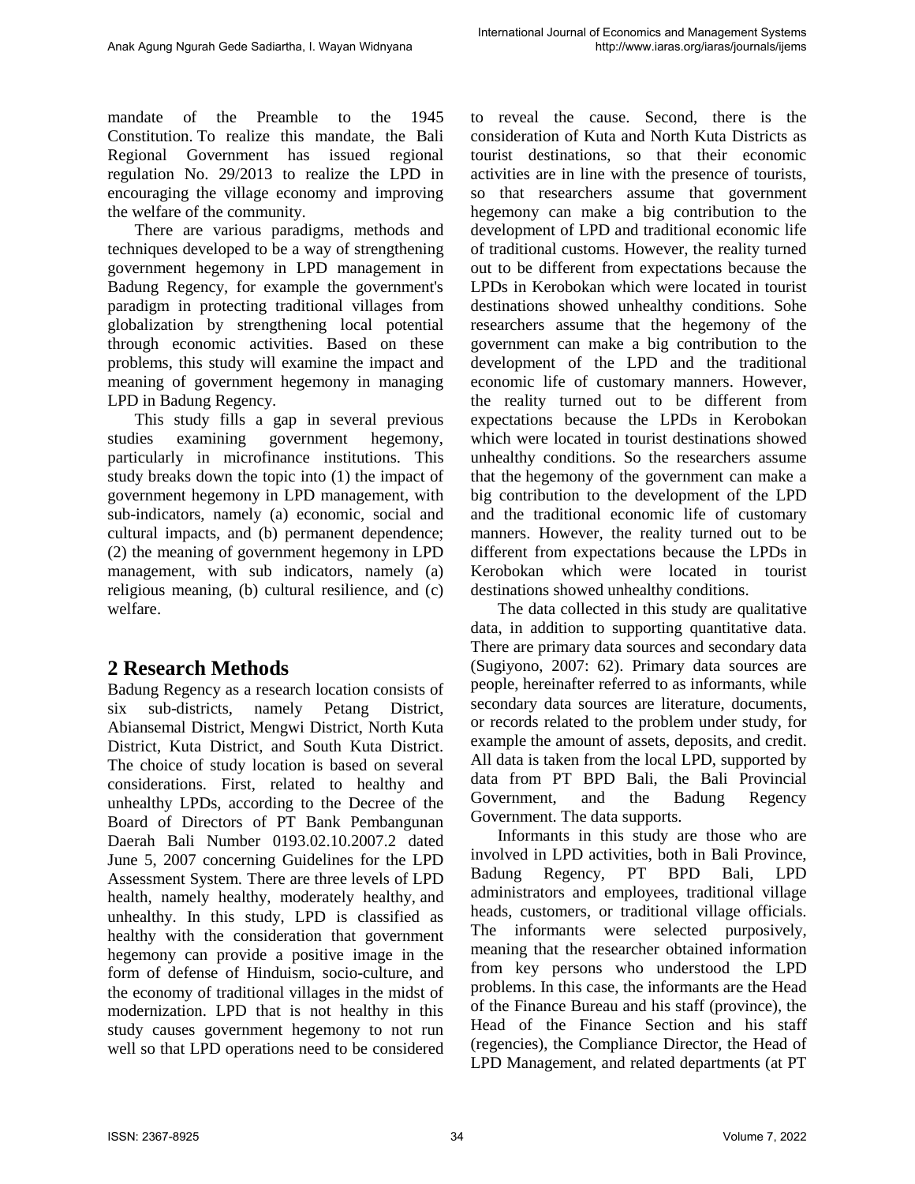mandate of the Preamble to the 1945 Constitution. To realize this mandate, the Bali Regional Government has issued regional regulation No. 29/2013 to realize the LPD in encouraging the village economy and improving the welfare of the community.

There are various paradigms, methods and techniques developed to be a way of strengthening government hegemony in LPD management in Badung Regency, for example the government's paradigm in protecting traditional villages from globalization by strengthening local potential through economic activities. Based on these problems, this study will examine the impact and meaning of government hegemony in managing LPD in Badung Regency.

This study fills a gap in several previous studies examining government hegemony, particularly in microfinance institutions. This study breaks down the topic into (1) the impact of government hegemony in LPD management, with sub-indicators, namely (a) economic, social and cultural impacts, and (b) permanent dependence; (2) the meaning of government hegemony in LPD management, with sub indicators, namely (a) religious meaning, (b) cultural resilience, and (c) welfare.

## 2 Research Methods

Badung Regency as a research location consists of six sub-districts, namely Petang District, Abiansemal District, Mengwi District, North Kuta District, Kuta District, and South Kuta District. The choice of study location is based on several considerations. First, related to healthy and unhealthy LPDs, according to the Decree of the Board of Directors of PT Bank Pembangunan Daerah Bali Number 0193.02.10.2007.2 dated June 5, 2007 concerning Guidelines for the LPD Assessment System. There are three levels of LPD health, namely healthy, moderately healthy, and unhealthy. In this study, LPD is classified as healthy with the consideration that government hegemony can provide a positive image in the form of defense of Hinduism, socio-culture, and the economy of traditional villages in the midst of modernization. LPD that is not healthy in this study causes government hegemony to not run well so that LPD operations need to be considered to reveal the cause. Second, there is the consideration of Kuta and North Kuta Districts as tourist destinations, so that their economic activities are in line with the presence of tourists, so that researchers assume that government hegemony can make a big contribution to the development of LPD and traditional economic life of traditional customs. However, the reality turned out to be different from expectations because the LPDs in Kerobokan which were located in tourist destinations showed unhealthy conditions. Sohe researchers assume that the hegemony of the government can make a big contribution to the development of the LPD and the traditional economic life of customary manners. However, the reality turned out to be different from expectations because the LPDs in Kerobokan which were located in tourist destinations showed unhealthy conditions. So the researchers assume that the hegemony of the government can make a big contribution to the development of the LPD and the traditional economic life of customary manners. However, the reality turned out to be different from expectations because the LPDs in Kerobokan which were located in tourist destinations showed unhealthy conditions.

The data collected in this study are qualitative data, in addition to supporting quantitative data. There are primary data sources and secondary data (Sugiyono, 2007: 62). Primary data sources are people, hereinafter referred to as informants, while secondary data sources are literature, documents, or records related to the problem under study, for example the amount of assets, deposits, and credit. All data is taken from the local LPD, supported by data from PT BPD Bali, the Bali Provincial Government, and the Badung Regency Government. The data supports.

Informants in this study are those who are involved in LPD activities, both in Bali Province, Badung Regency, PT BPD Bali, LPD administrators and employees, traditional village heads, customers, or traditional village officials. The informants were selected purposively, meaning that the researcher obtained information from key persons who understood the LPD problems. In this case, the informants are the Head of the Finance Bureau and his staff (province), the Head of the Finance Section and his staff (regencies), the Compliance Director, the Head of LPD Management, and related departments (at PT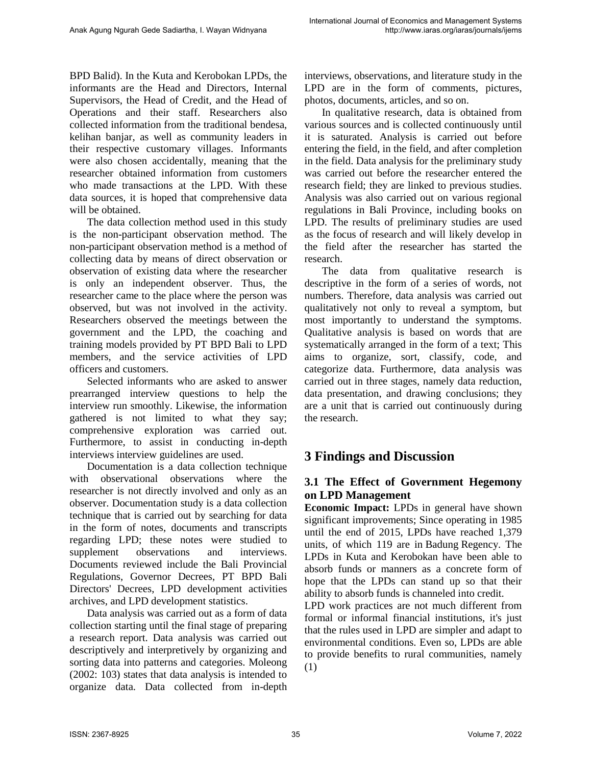BPD Balid). In the Kuta and Kerobokan LPDs, the informants are the Head and Directors, Internal Supervisors, the Head of Credit, and the Head of Operations and their staff. Researchers also collected information from the traditional bendesa, kelihan banjar, as well as community leaders in their respective customary villages. Informants were also chosen accidentally, meaning that the researcher obtained information from customers who made transactions at the LPD. With these data sources, it is hoped that comprehensive data will be obtained.

The data collection method used in this study is the non-participant observation method. The non-participant observation method is a method of collecting data by means of direct observation or observation of existing data where the researcher is only an independent observer. Thus, the researcher came to the place where the person was observed, but was not involved in the activity. Researchers observed the meetings between the government and the LPD, the coaching and training models provided by PT BPD Bali to LPD members, and the service activities of LPD officers and customers.

Selected informants who are asked to answer prearranged interview questions to help the interview run smoothly. Likewise, the information gathered is not limited to what they say; comprehensive exploration was carried out. Furthermore, to assist in conducting in-depth interviews interview guidelines are used.

Documentation is a data collection technique with observational observations where the researcher is not directly involved and only as an observer. Documentation study is a data collection technique that is carried out by searching for data in the form of notes, documents and transcripts regarding LPD; these notes were studied to supplement observations and interviews. Documents reviewed include the Bali Provincial Regulations, Governor Decrees, PT BPD Bali Directors' Decrees, LPD development activities archives, and LPD development statistics.

Data analysis was carried out as a form of data collection starting until the final stage of preparing a research report. Data analysis was carried out descriptively and interpretively by organizing and sorting data into patterns and categories. Moleong (2002: 103) states that data analysis is intended to organize data. Data collected from in-depth interviews, observations, and literature study in the LPD are in the form of comments, pictures, photos, documents, articles, and so on.

In qualitative research, data is obtained from various sources and is collected continuously until it is saturated. Analysis is carried out before entering the field, in the field, and after completion in the field. Data analysis for the preliminary study was carried out before the researcher entered the research field; they are linked to previous studies. Analysis was also carried out on various regional regulations in Bali Province, including books on LPD. The results of preliminary studies are used as the focus of research and will likely develop in the field after the researcher has started the research.

The data from qualitative research is descriptive in the form of a series of words, not numbers. Therefore, data analysis was carried out qualitatively not only to reveal a symptom, but most importantly to understand the symptoms. Qualitative analysis is based on words that are systematically arranged in the form of a text; This aims to organize, sort, classify, code, and categorize data. Furthermore, data analysis was carried out in three stages, namely data reduction, data presentation, and drawing conclusions; they are a unit that is carried out continuously during the research.

# 3 Findings and Discussion

## 3.1 The Effect of Government Hegemony on LPD Management

**Economic Impact:** LPDs in general have shown significant improvements; Since operating in 1985 until the end of 2015, LPDs have reached 1,379 units, of which 119 are in Badung Regency. The LPDs in Kuta and Kerobokan have been able to absorb funds or manners as a concrete form of hope that the LPDs can stand up so that their ability to absorb funds is channeled into credit.

LPD work practices are not much different from formal or informal financial institutions, it's just that the rules used in LPD are simpler and adapt to environmental conditions. Even so, LPDs are able to provide benefits to rural communities, namely (1)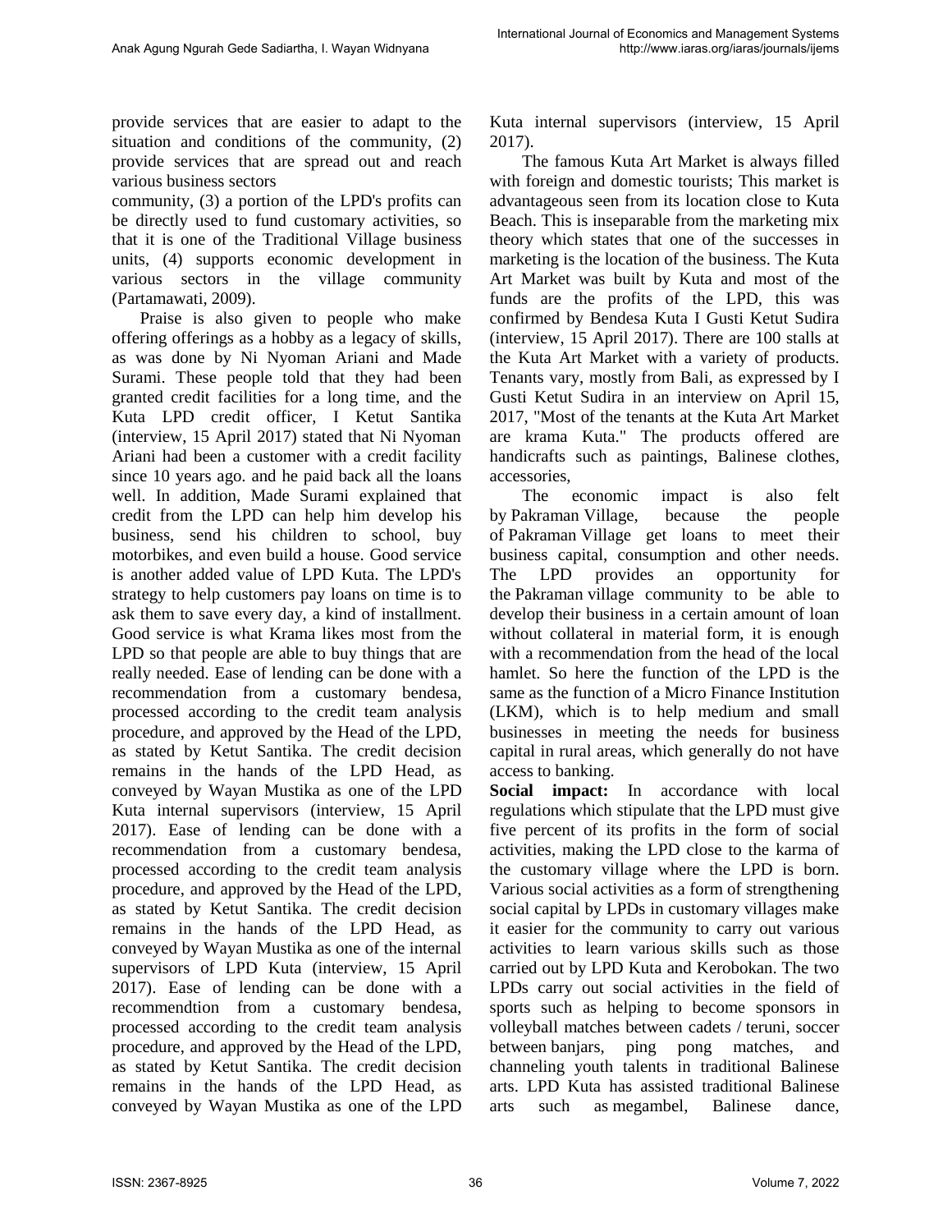provide services that are easier to adapt to the situation and conditions of the community, (2) provide services that are spread out and reach various business sectors

community, (3) a portion of the LPD's profits can be directly used to fund customary activities, so that it is one of the Traditional Village business units, (4) supports economic development in various sectors in the village community (Partamawati, 2009).

Praise is also given to people who make offering offerings as a hobby as a legacy of skills, as was done by Ni Nyoman Ariani and Made Surami. These people told that they had been granted credit facilities for a long time, and the Kuta LPD credit officer, I Ketut Santika (interview, 15 April 2017) stated that Ni Nyoman Ariani had been a customer with a credit facility since 10 years ago. and he paid back all the loans well. In addition, Made Surami explained that credit from the LPD can help him develop his business, send his children to school, buy motorbikes, and even build a house. Good service is another added value of LPD Kuta. The LPD's strategy to help customers pay loans on time is to ask them to save every day, a kind of installment. Good service is what Krama likes most from the LPD so that people are able to buy things that are really needed. Ease of lending can be done with a recommendation from a customary bendesa, processed according to the credit team analysis procedure, and approved by the Head of the LPD, as stated by Ketut Santika. The credit decision remains in the hands of the LPD Head, as conveyed by Wayan Mustika as one of the LPD Kuta internal supervisors (interview, 15 April 2017). Ease of lending can be done with a recommendation from a customary bendesa, processed according to the credit team analysis procedure, and approved by the Head of the LPD, as stated by Ketut Santika. The credit decision remains in the hands of the LPD Head, as conveyed by Wayan Mustika as one of the internal supervisors of LPD Kuta (interview, 15 April 2017). Ease of lending can be done with a recommendtion from a customary bendesa, processed according to the credit team analysis procedure, and approved by the Head of the LPD, as stated by Ketut Santika. The credit decision remains in the hands of the LPD Head, as conveyed by Wayan Mustika as one of the LPD Kuta internal supervisors (interview, 15 April 2017).

The famous Kuta Art Market is always filled with foreign and domestic tourists; This market is advantageous seen from its location close to Kuta Beach. This is inseparable from the marketing mix theory which states that one of the successes in marketing is the location of the business. The Kuta Art Market was built by Kuta and most of the funds are the profits of the LPD, this was confirmed by Bendesa Kuta I Gusti Ketut Sudira (interview, 15 April 2017). There are 100 stalls at the Kuta Art Market with a variety of products. Tenants vary, mostly from Bali, as expressed by I Gusti Ketut Sudira in an interview on April 15, 2017, "Most of the tenants at the Kuta Art Market are krama Kuta." The products offered are handicrafts such as paintings, Balinese clothes, accessories,

The economic impact is also felt by Pakraman Village, because the people of Pakraman Village get loans to meet their business capital, consumption and other needs. The LPD provides an opportunity for the Pakraman village community to be able to develop their business in a certain amount of loan without collateral in material form, it is enough with a recommendation from the head of the local hamlet. So here the function of the LPD is the same as the function of a Micro Finance Institution (LKM), which is to help medium and small businesses in meeting the needs for business capital in rural areas, which generally do not have access to banking.

**Social impact:** In accordance with local regulations which stipulate that the LPD must give five percent of its profits in the form of social activities, making the LPD close to the karma of the customary village where the LPD is born. Various social activities as a form of strengthening social capital by LPDs in customary villages make it easier for the community to carry out various activities to learn various skills such as those carried out by LPD Kuta and Kerobokan. The two LPDs carry out social activities in the field of sports such as helping to become sponsors in volleyball matches between cadets / teruni, soccer between banjars, ping pong matches, and channeling youth talents in traditional Balinese arts. LPD Kuta has assisted traditional Balinese arts such as megambel, Balinese dance,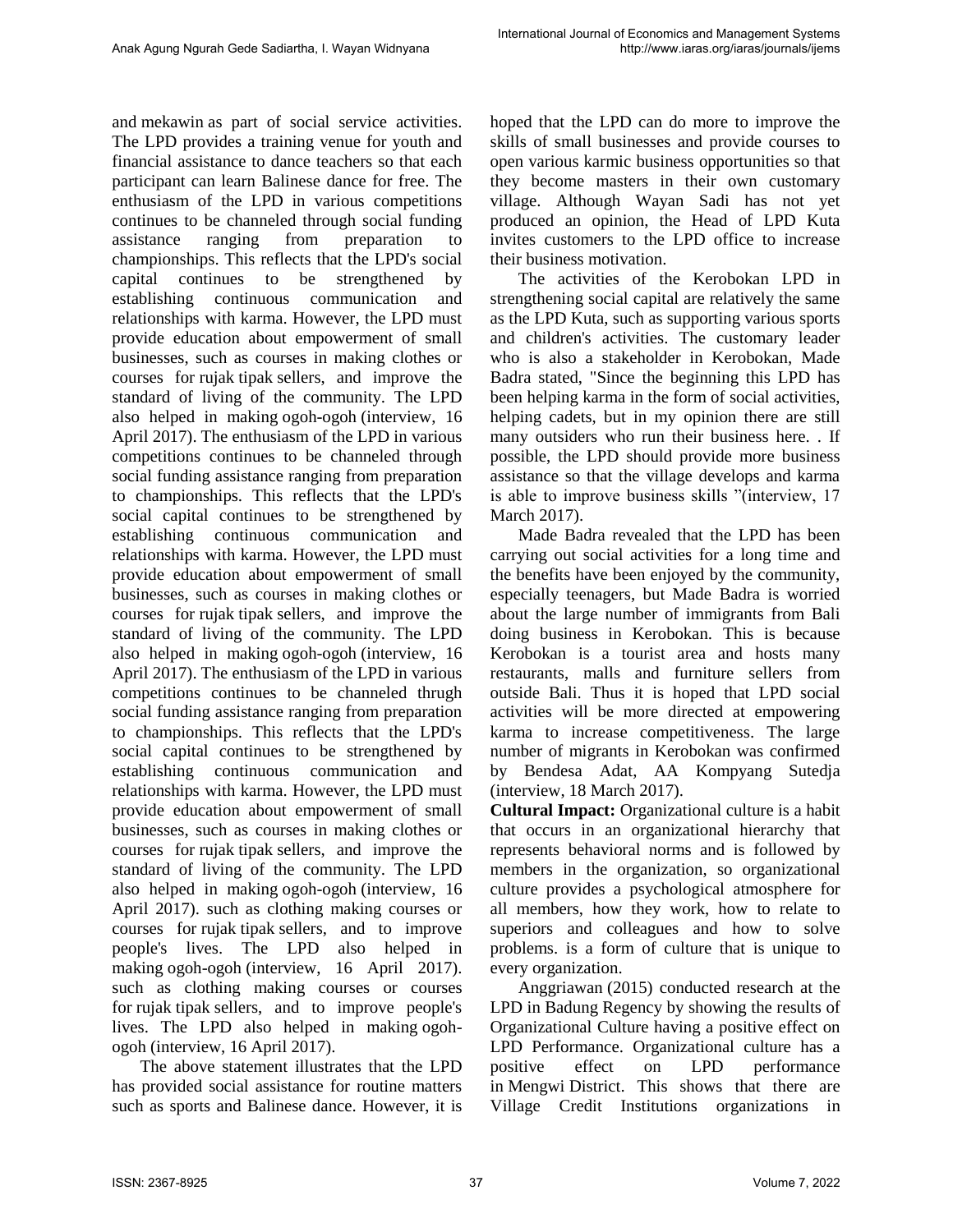and mekawin as part of social service activities. The LPD provides a training venue for youth and financial assistance to dance teachers so that each participant can learn Balinese dance for free. The enthusiasm of the LPD in various competitions continues to be channeled through social funding assistance ranging from preparation to championships. This reflects that the LPD's social capital continues to be strengthened by establishing continuous communication and relationships with karma. However, the LPD must provide education about empowerment of small businesses, such as courses in making clothes or courses for rujak tipak sellers, and improve the standard of living of the community. The LPD also helped in making ogoh-ogoh (interview, 16 April 2017). The enthusiasm of the LPD in various competitions continues to be channeled through social funding assistance ranging from preparation to championships. This reflects that the LPD's social capital continues to be strengthened by establishing continuous communication and relationships with karma. However, the LPD must provide education about empowerment of small businesses, such as courses in making clothes or courses for rujak tipak sellers, and improve the standard of living of the community. The LPD also helped in making ogoh-ogoh (interview, 16 April 2017). The enthusiasm of the LPD in various competitions continues to be channeled thrugh social funding assistance ranging from preparation to championships. This reflects that the LPD's social capital continues to be strengthened by establishing continuous communication and relationships with karma. However, the LPD must provide education about empowerment of small businesses, such as courses in making clothes or courses for rujak tipak sellers, and improve the standard of living of the community. The LPD also helped in making ogoh-ogoh (interview, 16 April 2017). such as clothing making courses or courses for rujak tipak sellers, and to improve people's lives. The LPD also helped in making ogoh-ogoh (interview, 16 April 2017). such as clothing making courses or courses for rujak tipak sellers, and to improve people's lives. The LPD also helped in making ogoh-ogoh (interview, 16 April 2017).

The above statement illustrates that the LPD has provided social assistance for routine matters such as sports and Balinese dance. However, it is hoped that the LPD can do more to improve the skills of small businesses and provide courses to open various karmic business opportunities so that they become masters in their own customary village. Although Wayan Sadi has not yet produced an opinion, the Head of LPD Kuta invites customers to the LPD office to increase their business motivation.

The activities of the Kerobokan LPD in strengthening social capital are relatively the same as the LPD Kuta, such as supporting various sports and children's activities. The customary leader who is also a stakeholder in Kerobokan, Made Badra stated, "Since the beginning this LPD has been helping karma in the form of social activities, helping cadets, but in my opinion there are still many outsiders who run their business here. . If possible, the LPD should provide more business assistance so that the village develops and karma is able to improve business skills "(interview, 17 March 2017).

Made Badra revealed that the LPD has been carrying out social activities for a long time and the benefits have been enjoyed by the community, especially teenagers, but Made Badra is worried about the large number of immigrants from Bali doing business in Kerobokan. This is because Kerobokan is a tourist area and hosts many restaurants, malls and furniture sellers from outside Bali. Thus it is hoped that LPD social activities will be more directed at empowering karma to increase competitiveness. The large number of migrants in Kerobokan was confirmed by Bendesa Adat, AA Kompyang Sutedja (interview, 18 March 2017).

**Cultural Impact:** Organizational culture is a habit that occurs in an organizational hierarchy that represents behavioral norms and is followed by members in the organization, so organizational culture provides a psychological atmosphere for all members, how they work, how to relate to superiors and colleagues and how to solve problems. is a form of culture that is unique to every organization.

Anggriawan (2015) conducted research at the LPD in Badung Regency by showing the results of Organizational Culture having a positive effect on LPD Performance. Organizational culture has a positive effect on LPD performance in Mengwi District. This shows that there are Village Credit Institutions organizations in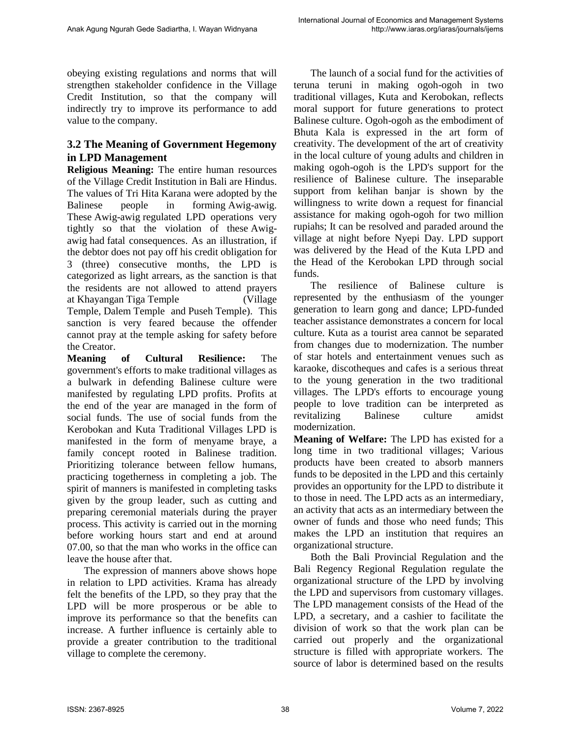obeying existing regulations and norms that will strengthen stakeholder confidence in the Village Credit Institution, so that the company will indirectly try to improve its performance to add value to the company.

### 3.2 The Meaning of Government Hegemony in LPD Management

**Religious Meaning:** The entire human resources of the Village Credit Institution in Bali are Hindus. The values of Tri Hita Karana were adopted by the Balinese people in forming Awig-awig. These Awig-awig regulated LPD operations very tightly so that the violation of these Awig-awig had fatal consequences. As an illustration, if the debtor does not pay off his credit obligation for 3 (three) consecutive months, the LPD is categorized as light arrears, as the sanction is that the residents are not allowed to attend prayers at Khayangan Tiga Temple (Village Temple, Dalem Temple and Puseh Temple). This sanction is very feared because the offender cannot pray at the temple asking for safety before the Creator.

**Meaning of Cultural Resilience:** The government's efforts to make traditional villages as a bulwark in defending Balinese culture were manifested by regulating LPD profits. Profits at the end of the year are managed in the form of social funds. The use of social funds from the Kerobokan and Kuta Traditional Villages LPD is manifested in the form of menyame braye, a family concept rooted in Balinese tradition. Prioritizing tolerance between fellow humans, practicing togetherness in completing a job. The spirit of manners is manifested in completing tasks given by the group leader, such as cutting and preparing ceremonial materials during the prayer process. This activity is carried out in the morning before working hours start and end at around 07.00, so that the man who works in the office can leave the house after that.

The expression of manners above shows hope in relation to LPD activities. Krama has already felt the benefits of the LPD, so they pray that the LPD will be more prosperous or be able to improve its performance so that the benefits can increase. A further influence is certainly able to provide a greater contribution to the traditional village to complete the ceremony.

The launch of a social fund for the activities of teruna teruni in making ogoh-ogoh in two traditional villages, Kuta and Kerobokan, reflects moral support for future generations to protect Balinese culture. Ogoh-ogoh as the embodiment of Bhuta Kala is expressed in the art form of creativity. The development of the art of creativity in the local culture of young adults and children in making ogoh-ogoh is the LPD's support for the resilience of Balinese culture. The inseparable support from kelihan banjar is shown by the willingness to write down a request for financial assistance for making ogoh-ogoh for two million rupiahs; It can be resolved and paraded around the village at night before Nyepi Day. LPD support was delivered by the Head of the Kuta LPD and the Head of the Kerobokan LPD through social funds.

The resilience of Balinese culture is represented by the enthusiasm of the younger generation to learn gong and dance; LPD-funded teacher assistance demonstrates a concern for local culture. Kuta as a tourist area cannot be separated from changes due to modernization. The number of star hotels and entertainment venues such as karaoke, discotheques and cafes is a serious threat to the young generation in the two traditional villages. The LPD's efforts to encourage young people to love tradition can be interpreted as revitalizing Balinese culture amidst modernization.

**Meaning of Welfare:** The LPD has existed for a long time in two traditional villages; Various products have been created to absorb manners funds to be deposited in the LPD and this certainly provides an opportunity for the LPD to distribute it to those in need. The LPD acts as an intermediary, an activity that acts as an intermediary between the owner of funds and those who need funds; This makes the LPD an institution that requires an organizational structure.

Both the Bali Provincial Regulation and the Bali Regency Regional Regulation regulate the organizational structure of the LPD by involving the LPD and supervisors from customary villages. The LPD management consists of the Head of the LPD, a secretary, and a cashier to facilitate the division of work so that the work plan can be carried out properly and the organizational structure is filled with appropriate workers. The source of labor is determined based on the results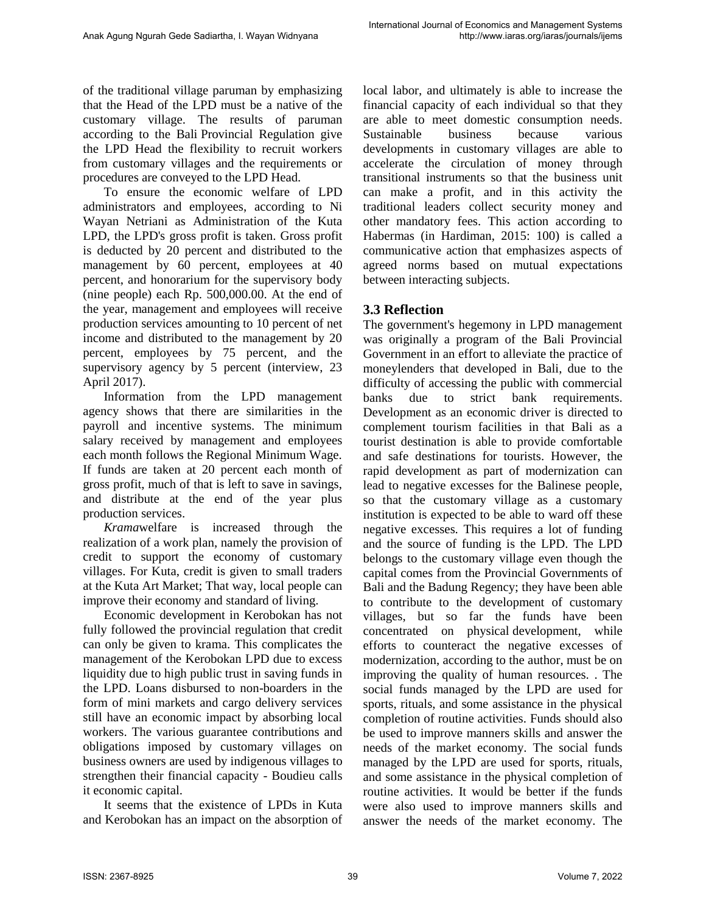of the traditional village paruman by emphasizing that the Head of the LPD must be a native of the customary village. The results of paruman according to the Bali Provincial Regulation give the LPD Head the flexibility to recruit workers from customary villages and the requirements or procedures are conveyed to the LPD Head.

To ensure the economic welfare of LPD administrators and employees, according to Ni Wayan Netriani as Administration of the Kuta LPD, the LPD's gross profit is taken. Gross profit is deducted by 20 percent and distributed to the management by 60 percent, employees at 40 percent, and honorarium for the supervisory body (nine people) each Rp. 500,000.00. At the end of the year, management and employees will receive production services amounting to 10 percent of net income and distributed to the management by 20 percent, employees by 75 percent, and the supervisory agency by 5 percent (interview, 23 April 2017).

Information from the LPD management agency shows that there are similarities in the payroll and incentive systems. The minimum salary received by management and employees each month follows the Regional Minimum Wage. If funds are taken at 20 percent each month of gross profit, much of that is left to save in savings, and distribute at the end of the year plus production services.

*Krama*welfare is increased through the realization of a work plan, namely the provision of credit to support the economy of customary villages. For Kuta, credit is given to small traders at the Kuta Art Market; That way, local people can improve their economy and standard of living.

Economic development in Kerobokan has not fully followed the provincial regulation that credit can only be given to krama. This complicates the management of the Kerobokan LPD due to excess liquidity due to high public trust in saving funds in the LPD. Loans disbursed to non-boarders in the form of mini markets and cargo delivery services still have an economic impact by absorbing local workers. The various guarantee contributions and obligations imposed by customary villages on business owners are used by indigenous villages to strengthen their financial capacity - Boudieu calls it economic capital.

It seems that the existence of LPDs in Kuta and Kerobokan has an impact on the absorption of local labor, and ultimately is able to increase the financial capacity of each individual so that they are able to meet domestic consumption needs. Sustainable business because various developments in customary villages are able to accelerate the circulation of money through transitional instruments so that the business unit can make a profit, and in this activity the traditional leaders collect security money and other mandatory fees. This action according to Habermas (in Hardiman, 2015: 100) is called a communicative action that emphasizes aspects of agreed norms based on mutual expectations between interacting subjects.

### 3.3 Reflection

The government's hegemony in LPD management was originally a program of the Bali Provincial Government in an effort to alleviate the practice of moneylenders that developed in Bali, due to the difficulty of accessing the public with commercial banks due to strict bank requirements. Development as an economic driver is directed to complement tourism facilities in that Bali as a tourist destination is able to provide comfortable and safe destinations for tourists. However, the rapid development as part of modernization can lead to negative excesses for the Balinese people, so that the customary village as a customary institution is expected to be able to ward off these negative excesses. This requires a lot of funding and the source of funding is the LPD. The LPD belongs to the customary village even though the capital comes from the Provincial Governments of Bali and the Badung Regency; they have been able to contribute to the development of customary villages, but so far the funds have been concentrated on physical development, while efforts to counteract the negative excesses of modernization, according to the author, must be on improving the quality of human resources. . The social funds managed by the LPD are used for sports, rituals, and some assistance in the physical completion of routine activities. Funds should also be used to improve manners skills and answer the needs of the market economy. The social funds managed by the LPD are used for sports, rituals, and some assistance in the physical completion of routine activities. It would be better if the funds were also used to improve manners skills and answer the needs of the market economy. The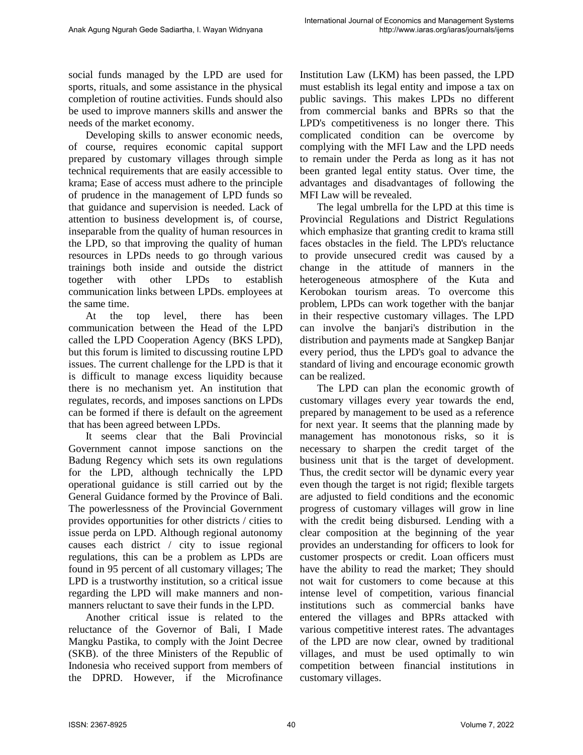social funds managed by the LPD are used for sports, rituals, and some assistance in the physical completion of routine activities. Funds should also be used to improve manners skills and answer the needs of the market economy.

Developing skills to answer economic needs, of course, requires economic capital support prepared by customary villages through simple technical requirements that are easily accessible to krama; Ease of access must adhere to the principle of prudence in the management of LPD funds so that guidance and supervision is needed. Lack of attention to business development is, of course, inseparable from the quality of human resources in the LPD, so that improving the quality of human resources in LPDs needs to go through various trainings both inside and outside the district together with other LPDs to establish communication links between LPDs. employees at the same time.

At the top level, there has been communication between the Head of the LPD called the LPD Cooperation Agency (BKS LPD), but this forum is limited to discussing routine LPD issues. The current challenge for the LPD is that it is difficult to manage excess liquidity because there is no mechanism yet. An institution that regulates, records, and imposes sanctions on LPDs can be formed if there is default on the agreement that has been agreed between LPDs.

It seems clear that the Bali Provincial Government cannot impose sanctions on the Badung Regency which sets its own regulations for the LPD, although technically the LPD operational guidance is still carried out by the General Guidance formed by the Province of Bali. The powerlessness of the Provincial Government provides opportunities for other districts / cities to issue perda on LPD. Although regional autonomy causes each district / city to issue regional regulations, this can be a problem as LPDs are found in 95 percent of all customary villages; The LPD is a trustworthy institution, so a critical issue regarding the LPD will make manners and non-manners reluctant to save their funds in the LPD.

Another critical issue is related to the reluctance of the Governor of Bali, I Made Mangku Pastika, to comply with the Joint Decree (SKB). of the three Ministers of the Republic of Indonesia who received support from members of the DPRD. However, if the Microfinance Institution Law (LKM) has been passed, the LPD must establish its legal entity and impose a tax on public savings. This makes LPDs no different from commercial banks and BPRs so that the LPD's competitiveness is no longer there. This complicated condition can be overcome by complying with the MFI Law and the LPD needs to remain under the Perda as long as it has not been granted legal entity status. Over time, the advantages and disadvantages of following the MFI Law will be revealed.

The legal umbrella for the LPD at this time is Provincial Regulations and District Regulations which emphasize that granting credit to krama still faces obstacles in the field. The LPD's reluctance to provide unsecured credit was caused by a change in the attitude of manners in the heterogeneous atmosphere of the Kuta and Kerobokan tourism areas. To overcome this problem, LPDs can work together with the banjar in their respective customary villages. The LPD can involve the banjari's distribution in the distribution and payments made at Sangkep Banjar every period, thus the LPD's goal to advance the standard of living and encourage economic growth can be realized.

The LPD can plan the economic growth of customary villages every year towards the end, prepared by management to be used as a reference for next year. It seems that the planning made by management has monotonous risks, so it is necessary to sharpen the credit target of the business unit that is the target of development. Thus, the credit sector will be dynamic every year even though the target is not rigid; flexible targets are adjusted to field conditions and the economic progress of customary villages will grow in line with the credit being disbursed. Lending with a clear composition at the beginning of the year provides an understanding for officers to look for customer prospects or credit. Loan officers must have the ability to read the market; They should not wait for customers to come because at this intense level of competition, various financial institutions such as commercial banks have entered the villages and BPRs attacked with various competitive interest rates. The advantages of the LPD are now clear, owned by traditional villages, and must be used optimally to win competition between financial institutions in customary villages.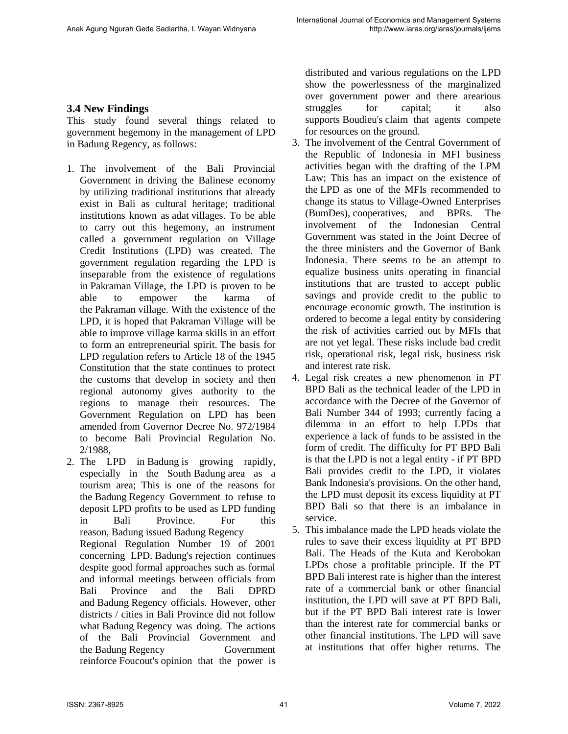### 3.4 New Findings

This study found several things related to government hegemony in the management of LPD in Badung Regency, as follows:

1. The involvement of the Bali Provincial Government in driving the Balinese economy by utilizing traditional institutions that already exist in Bali as cultural heritage; traditional institutions known as adat villages. To be able to carry out this hegemony, an instrument called a government regulation on Village Credit Institutions (LPD) was created. The government regulation regarding the LPD is inseparable from the existence of regulations in Pakraman Village, the LPD is proven to be able to empower the karma of the Pakraman village. With the existence of the LPD, it is hoped that Pakraman Village will be able to improve village karma skills in an effort to form an entrepreneurial spirit. The basis for LPD regulation refers to Article 18 of the 1945 Constitution that the state continues to protect the customs that develop in society and then regional autonomy gives authority to the regions to manage their resources. The Government Regulation on LPD has been amended from Governor Decree No. 972/1984 to become Bali Provincial Regulation No. 2/1988,
2. The LPD in Badung is growing rapidly, especially in the South Badung area as a tourism area; This is one of the reasons for the Badung Regency Government to refuse to deposit LPD profits to be used as LPD funding in Bali Province. For this reason, Badung issued Badung Regency Regional Regulation Number 19 of 2001 concerning LPD. Badung's rejection continues despite good formal approaches such as formal and informal meetings between officials from Bali Province and the Bali DPRD and Badung Regency officials. However, other districts / cities in Bali Province did not follow what Badung Regency was doing. The actions of the Bali Provincial Government and the Badung Regency Government reinforce Foucout's opinion that the power is distributed and various regulations on the LPD show the powerlessness of the marginalized over government power and there arearious struggles for capital; it also supports Boudieu's claim that agents compete for resources on the ground.
3. The involvement of the Central Government of the Republic of Indonesia in MFI business activities began with the drafting of the LPM Law; This has an impact on the existence of the LPD as one of the MFIs recommended to change its status to Village-Owned Enterprises (BumDes), cooperatives, and BPRs. The involvement of the Indonesian Central Government was stated in the Joint Decree of the three ministers and the Governor of Bank Indonesia. There seems to be an attempt to equalize business units operating in financial institutions that are trusted to accept public savings and provide credit to the public to encourage economic growth. The institution is ordered to become a legal entity by considering the risk of activities carried out by MFIs that are not yet legal. These risks include bad credit risk, operational risk, legal risk, business risk and interest rate risk.
4. Legal risk creates a new phenomenon in PT BPD Bali as the technical leader of the LPD in accordance with the Decree of the Governor of Bali Number 344 of 1993; currently facing a dilemma in an effort to help LPDs that experience a lack of funds to be assisted in the form of credit. The difficulty for PT BPD Bali is that the LPD is not a legal entity - if PT BPD Bali provides credit to the LPD, it violates Bank Indonesia's provisions. On the other hand, the LPD must deposit its excess liquidity at PT BPD Bali so that there is an imbalance in service.
5. This imbalance made the LPD heads violate the rules to save their excess liquidity at PT BPD Bali. The Heads of the Kuta and Kerobokan LPDs chose a profitable principle. If the PT BPD Bali interest rate is higher than the interest rate of a commercial bank or other financial institution, the LPD will save at PT BPD Bali, but if the PT BPD Bali interest rate is lower than the interest rate for commercial banks or other financial institutions. The LPD will save at institutions that offer higher returns. The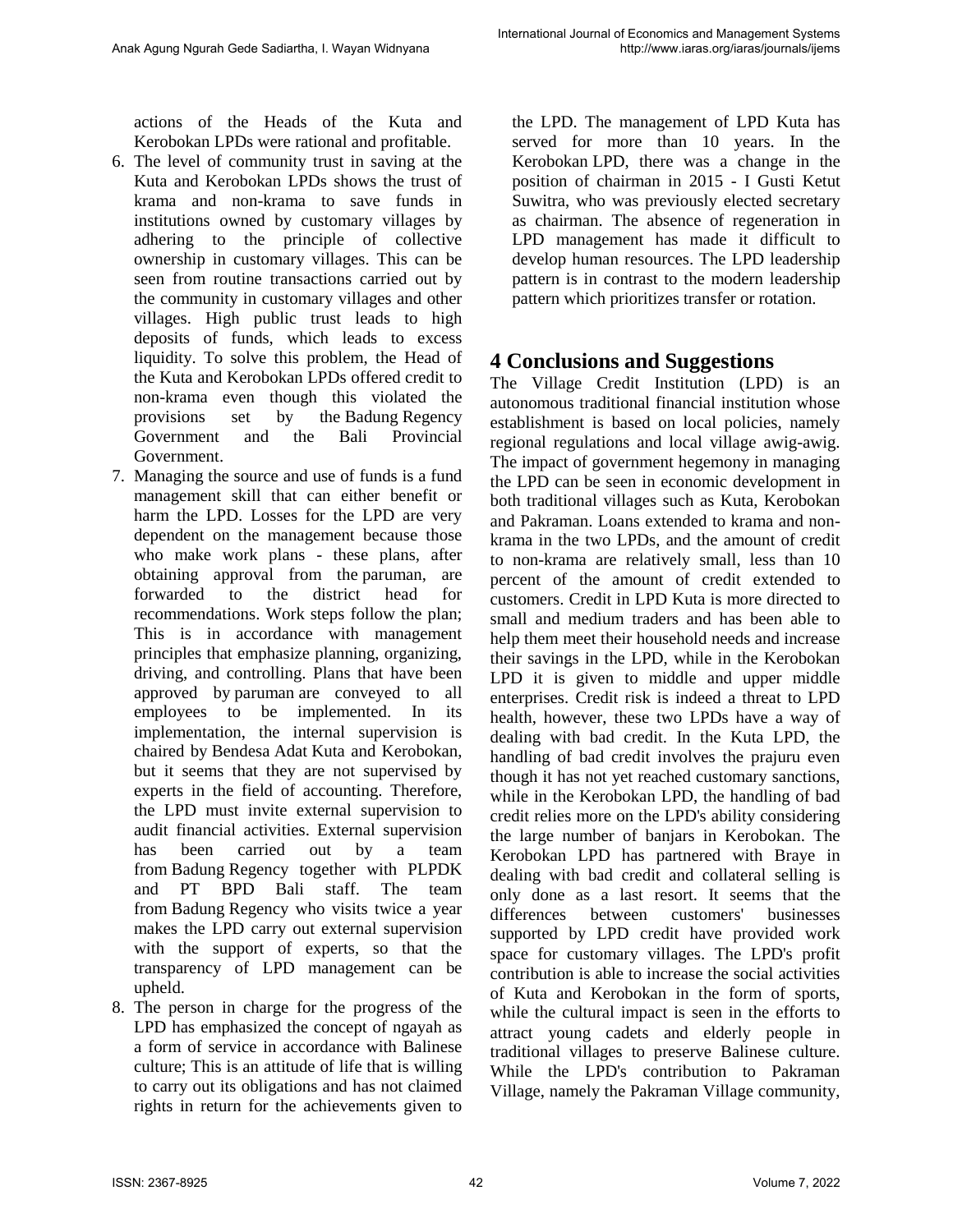actions of the Heads of the Kuta and Kerobokan LPDs were rational and profitable.

6. The level of community trust in saving at the Kuta and Kerobokan LPDs shows the trust of krama and non-krama to save funds in institutions owned by customary villages by adhering to the principle of collective ownership in customary villages. This can be seen from routine transactions carried out by the community in customary villages and other villages. High public trust leads to high deposits of funds, which leads to excess liquidity. To solve this problem, the Head of the Kuta and Kerobokan LPDs offered credit to non-krama even though this violated the provisions set by the Badung Regency Government and the Bali Provincial Government.
7. Managing the source and use of funds is a fund management skill that can either benefit or harm the LPD. Losses for the LPD are very dependent on the management because those who make work plans - these plans, after obtaining approval from the paruman, are forwarded to the district head for recommendations. Work steps follow the plan; This is in accordance with management principles that emphasize planning, organizing, driving, and controlling. Plans that have been approved by paruman are conveyed to all employees to be implemented. In its implementation, the internal supervision is chaired by Bendesa Adat Kuta and Kerobokan, but it seems that they are not supervised by experts in the field of accounting. Therefore, the LPD must invite external supervision to audit financial activities. External supervision has been carried out by a team from Badung Regency together with PLPDK and PT BPD Bali staff. The team from Badung Regency who visits twice a year makes the LPD carry out external supervision with the support of experts, so that the transparency of LPD management can be upheld.
8. The person in charge for the progress of the LPD has emphasized the concept of ngayah as a form of service in accordance with Balinese culture; This is an attitude of life that is willing to carry out its obligations and has not claimed rights in return for the achievements given to the LPD. The management of LPD Kuta has served for more than 10 years. In the Kerobokan LPD, there was a change in the position of chairman in 2015 - I Gusti Ketut Suwitra, who was previously elected secretary as chairman. The absence of regeneration in LPD management has made it difficult to develop human resources. The LPD leadership pattern is in contrast to the modern leadership pattern which prioritizes transfer or rotation.

# 4 Conclusions and Suggestions

The Village Credit Institution (LPD) is an autonomous traditional financial institution whose establishment is based on local policies, namely regional regulations and local village awig-awig. The impact of government hegemony in managing the LPD can be seen in economic development in both traditional villages such as Kuta, Kerobokan and Pakraman. Loans extended to krama and non-krama in the two LPDs, and the amount of credit to non-krama are relatively small, less than 10 percent of the amount of credit extended to customers. Credit in LPD Kuta is more directed to small and medium traders and has been able to help them meet their household needs and increase their savings in the LPD, while in the Kerobokan LPD it is given to middle and upper middle enterprises. Credit risk is indeed a threat to LPD health, however, these two LPDs have a way of dealing with bad credit. In the Kuta LPD, the handling of bad credit involves the prajuru even though it has not yet reached customary sanctions, while in the Kerobokan LPD, the handling of bad credit relies more on the LPD's ability considering the large number of banjars in Kerobokan. The Kerobokan LPD has partnered with Braye in dealing with bad credit and collateral selling is only done as a last resort. It seems that the differences between customers' businesses supported by LPD credit have provided work space for customary villages. The LPD's profit contribution is able to increase the social activities of Kuta and Kerobokan in the form of sports, while the cultural impact is seen in the efforts to attract young cadets and elderly people in traditional villages to preserve Balinese culture. While the LPD's contribution to Pakraman Village, namely the Pakraman Village community,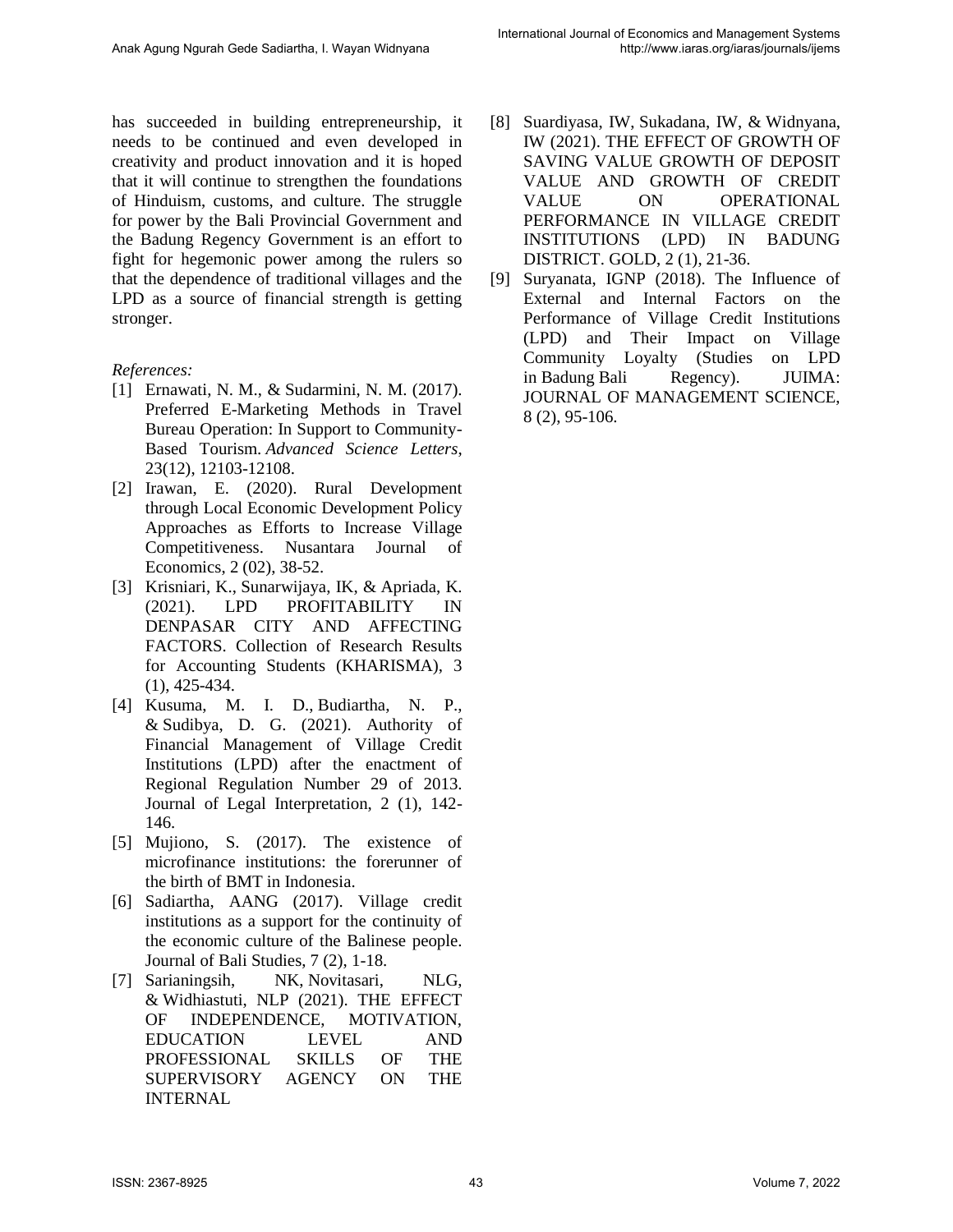has succeeded in building entrepreneurship, it needs to be continued and even developed in creativity and product innovation and it is hoped that it will continue to strengthen the foundations of Hinduism, customs, and culture. The struggle for power by the Bali Provincial Government and the Badung Regency Government is an effort to fight for hegemonic power among the rulers so that the dependence of traditional villages and the LPD as a source of financial strength is getting stronger.

*References:*

[1] Ernawati, N. M., & Sudarmini, N. M. (2017). Preferred E-Marketing Methods in Travel Bureau Operation: In Support to Community-Based Tourism. *Advanced Science Letters*, 23(12), 12103-12108.

[2] Irawan, E. (2020). Rural Development through Local Economic Development Policy Approaches as Efforts to Increase Village Competitiveness. Nusantara Journal of Economics, 2 (02), 38-52.

[3] Krisniari, K., Sunarwijaya, IK, & Apriada, K. (2021). LPD PROFITABILITY IN DENPASAR CITY AND AFFECTING FACTORS. Collection of Research Results for Accounting Students (KHARISMA), 3 (1), 425-434.

[4] Kusuma, M. I. D., Budiartha, N. P., & Sudibya, D. G. (2021). Authority of Financial Management of Village Credit Institutions (LPD) after the enactment of Regional Regulation Number 29 of 2013. Journal of Legal Interpretation, 2 (1), 142-146.

[5] Mujiono, S. (2017). The existence of microfinance institutions: the forerunner of the birth of BMT in Indonesia.

[6] Sadiartha, AANG (2017). Village credit institutions as a support for the continuity of the economic culture of the Balinese people. Journal of Bali Studies, 7 (2), 1-18.

[7] Sarianingsih, NK, Novitasari, NLG, & Widhiastuti, NLP (2021). THE EFFECT OF INDEPENDENCE, MOTIVATION, EDUCATION LEVEL AND PROFESSIONAL SKILLS OF THE SUPERVISORY AGENCY ON THE INTERNAL

[8] Suardiyasa, IW, Sukadana, IW, & Widnyana, IW (2021). THE EFFECT OF GROWTH OF SAVING VALUE GROWTH OF DEPOSIT VALUE AND GROWTH OF CREDIT VALUE ON OPERATIONAL PERFORMANCE IN VILLAGE CREDIT INSTITUTIONS (LPD) IN BADUNG DISTRICT. GOLD, 2 (1), 21-36.

[9] Suryanata, IGNP (2018). The Influence of External and Internal Factors on the Performance of Village Credit Institutions (LPD) and Their Impact on Village Community Loyalty (Studies on LPD in Badung Bali Regency). JUIMA: JOURNAL OF MANAGEMENT SCIENCE, 8 (2), 95-106.